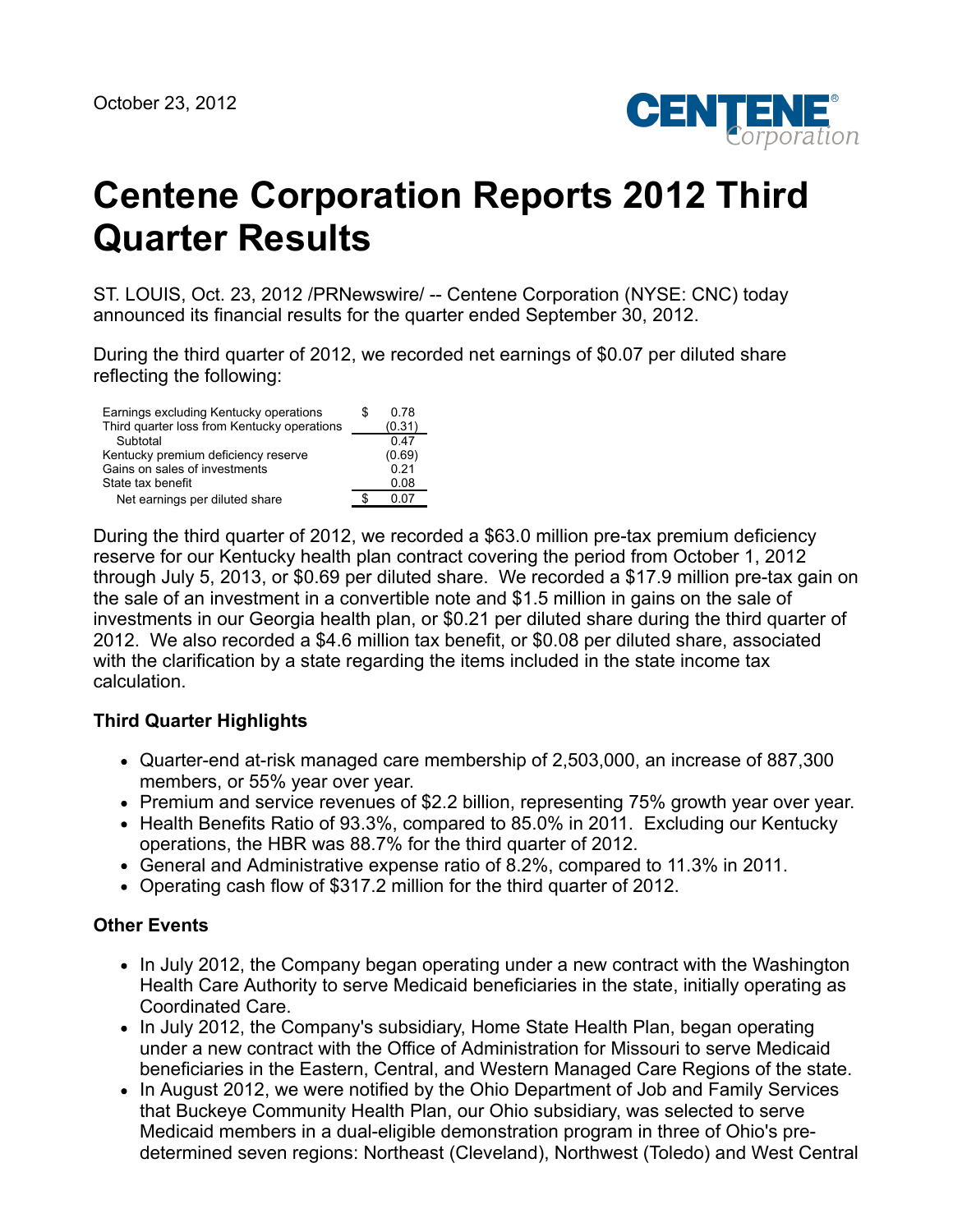October 23, 2012

# Centene Corporation Reports 2012 Third Quarter Results

ST. LOUIS, Oct. 23, 2012 /PRNewswire/ -- Centene Corporation (NYSE: CNC) today announced its financial results for the quarter ended September 30, 2012.

During the third quarter of 2012, we recorded net earnings of $0.07 per diluted share reflecting the following:

| | | |
|---|---|---|
| Earnings excluding Kentucky operations | $ | 0.78 |
| Third quarter loss from Kentucky operations | | (0.31) |
| Subtotal | | 0.47 |
| Kentucky premium deficiency reserve | | (0.69) |
| Gains on sales of investments | | 0.21 |
| State tax benefit | | 0.08 |
| Net earnings per diluted share | $ | 0.07 |

During the third quarter of 2012, we recorded a $63.0 million pre-tax premium deficiency reserve for our Kentucky health plan contract covering the period from October 1, 2012 through July 5, 2013, or $0.69 per diluted share. We recorded a $17.9 million pre-tax gain on the sale of an investment in a convertible note and $1.5 million in gains on the sale of investments in our Georgia health plan, or $0.21 per diluted share during the third quarter of 2012. We also recorded a $4.6 million tax benefit, or $0.08 per diluted share, associated with the clarification by a state regarding the items included in the state income tax calculation.

**Third Quarter Highlights**

- Quarter-end at-risk managed care membership of 2,503,000, an increase of 887,300 members, or 55% year over year.
- Premium and service revenues of $2.2 billion, representing 75% growth year over year.
- Health Benefits Ratio of 93.3%, compared to 85.0% in 2011. Excluding our Kentucky operations, the HBR was 88.7% for the third quarter of 2012.
- General and Administrative expense ratio of 8.2%, compared to 11.3% in 2011.
- Operating cash flow of $317.2 million for the third quarter of 2012.

**Other Events**

- In July 2012, the Company began operating under a new contract with the Washington Health Care Authority to serve Medicaid beneficiaries in the state, initially operating as Coordinated Care.
- In July 2012, the Company's subsidiary, Home State Health Plan, began operating under a new contract with the Office of Administration for Missouri to serve Medicaid beneficiaries in the Eastern, Central, and Western Managed Care Regions of the state.
- In August 2012, we were notified by the Ohio Department of Job and Family Services that Buckeye Community Health Plan, our Ohio subsidiary, was selected to serve Medicaid members in a dual-eligible demonstration program in three of Ohio's pre-determined seven regions: Northeast (Cleveland), Northwest (Toledo) and West Central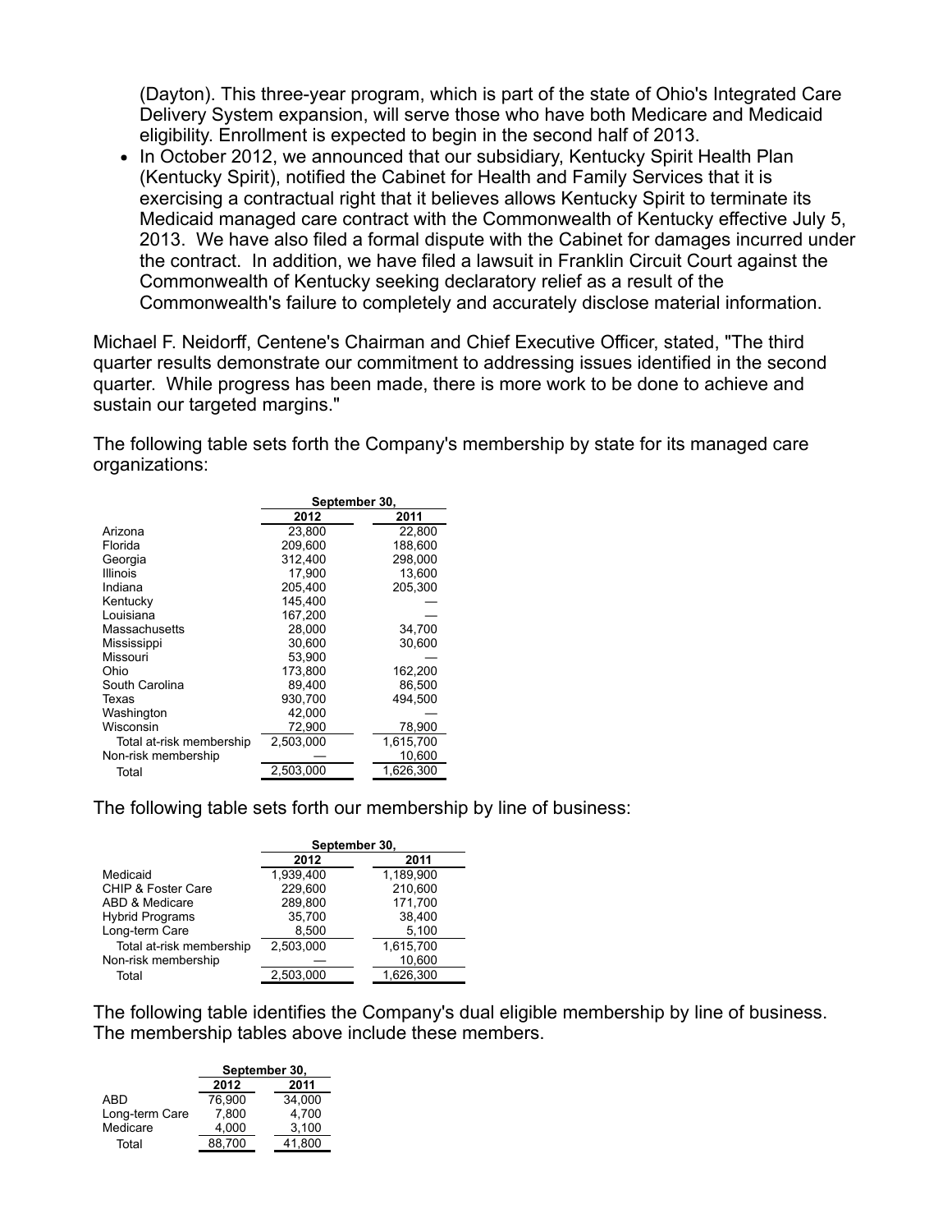(Dayton). This three-year program, which is part of the state of Ohio's Integrated Care Delivery System expansion, will serve those who have both Medicare and Medicaid eligibility. Enrollment is expected to begin in the second half of 2013.

- In October 2012, we announced that our subsidiary, Kentucky Spirit Health Plan (Kentucky Spirit), notified the Cabinet for Health and Family Services that it is exercising a contractual right that it believes allows Kentucky Spirit to terminate its Medicaid managed care contract with the Commonwealth of Kentucky effective July 5, 2013. We have also filed a formal dispute with the Cabinet for damages incurred under the contract. In addition, we have filed a lawsuit in Franklin Circuit Court against the Commonwealth of Kentucky seeking declaratory relief as a result of the Commonwealth's failure to completely and accurately disclose material information.

Michael F. Neidorff, Centene's Chairman and Chief Executive Officer, stated, "The third quarter results demonstrate our commitment to addressing issues identified in the second quarter. While progress has been made, there is more work to be done to achieve and sustain our targeted margins."

The following table sets forth the Company's membership by state for its managed care organizations:

| | September 30, | |
|---|---|---|
| | 2012 | 2011 |
| Arizona | 23,800 | 22,800 |
| Florida | 209,600 | 188,600 |
| Georgia | 312,400 | 298,000 |
| Illinois | 17,900 | 13,600 |
| Indiana | 205,400 | 205,300 |
| Kentucky | 145,400 | — |
| Louisiana | 167,200 | — |
| Massachusetts | 28,000 | 34,700 |
| Mississippi | 30,600 | 30,600 |
| Missouri | 53,900 | — |
| Ohio | 173,800 | 162,200 |
| South Carolina | 89,400 | 86,500 |
| Texas | 930,700 | 494,500 |
| Washington | 42,000 | — |
| Wisconsin | 72,900 | 78,900 |
| Total at-risk membership | 2,503,000 | 1,615,700 |
| Non-risk membership | — | 10,600 |
| Total | 2,503,000 | 1,626,300 |

The following table sets forth our membership by line of business:

| | September 30, | |
|---|---|---|
| | 2012 | 2011 |
| Medicaid | 1,939,400 | 1,189,900 |
| CHIP & Foster Care | 229,600 | 210,600 |
| ABD & Medicare | 289,800 | 171,700 |
| Hybrid Programs | 35,700 | 38,400 |
| Long-term Care | 8,500 | 5,100 |
| Total at-risk membership | 2,503,000 | 1,615,700 |
| Non-risk membership | — | 10,600 |
| Total | 2,503,000 | 1,626,300 |

The following table identifies the Company's dual eligible membership by line of business. The membership tables above include these members.

| | September 30, | |
|---|---|---|
| | 2012 | 2011 |
| ABD | 76,900 | 34,000 |
| Long-term Care | 7,800 | 4,700 |
| Medicare | 4,000 | 3,100 |
| Total | 88,700 | 41,800 |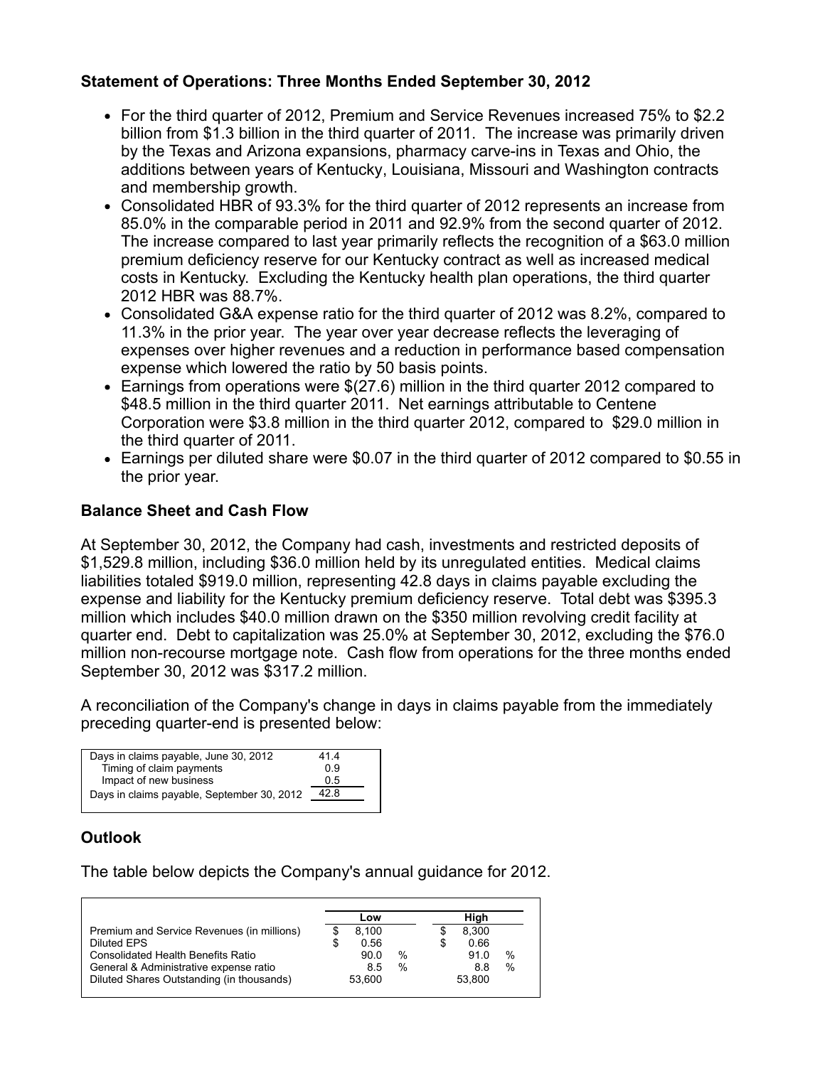### Statement of Operations: Three Months Ended September 30, 2012

- For the third quarter of 2012, Premium and Service Revenues increased 75% to $2.2 billion from $1.3 billion in the third quarter of 2011. The increase was primarily driven by the Texas and Arizona expansions, pharmacy carve-ins in Texas and Ohio, the additions between years of Kentucky, Louisiana, Missouri and Washington contracts and membership growth.
- Consolidated HBR of 93.3% for the third quarter of 2012 represents an increase from 85.0% in the comparable period in 2011 and 92.9% from the second quarter of 2012. The increase compared to last year primarily reflects the recognition of a $63.0 million premium deficiency reserve for our Kentucky contract as well as increased medical costs in Kentucky. Excluding the Kentucky health plan operations, the third quarter 2012 HBR was 88.7%.
- Consolidated G&A expense ratio for the third quarter of 2012 was 8.2%, compared to 11.3% in the prior year. The year over year decrease reflects the leveraging of expenses over higher revenues and a reduction in performance based compensation expense which lowered the ratio by 50 basis points.
- Earnings from operations were $(27.6) million in the third quarter 2012 compared to $48.5 million in the third quarter 2011. Net earnings attributable to Centene Corporation were $3.8 million in the third quarter 2012, compared to $29.0 million in the third quarter of 2011.
- Earnings per diluted share were $0.07 in the third quarter of 2012 compared to $0.55 in the prior year.

### Balance Sheet and Cash Flow

At September 30, 2012, the Company had cash, investments and restricted deposits of $1,529.8 million, including $36.0 million held by its unregulated entities. Medical claims liabilities totaled $919.0 million, representing 42.8 days in claims payable excluding the expense and liability for the Kentucky premium deficiency reserve. Total debt was $395.3 million which includes $40.0 million drawn on the $350 million revolving credit facility at quarter end. Debt to capitalization was 25.0% at September 30, 2012, excluding the $76.0 million non-recourse mortgage note. Cash flow from operations for the three months ended September 30, 2012 was $317.2 million.

A reconciliation of the Company's change in days in claims payable from the immediately preceding quarter-end is presented below:

| | |
|---|---|
| Days in claims payable, June 30, 2012 | 41.4 |
| Timing of claim payments | 0.9 |
| Impact of new business | 0.5 |
| Days in claims payable, September 30, 2012 | 42.8 |

### Outlook

The table below depicts the Company's annual guidance for 2012.

| | Low | High |
|---|---|---|
| Premium and Service Revenues (in millions) | $ 8,100 | $ 8,300 |
| Diluted EPS | $ 0.56 | $ 0.66 |
| Consolidated Health Benefits Ratio | 90.0 % | 91.0 % |
| General & Administrative expense ratio | 8.5 % | 8.8 % |
| Diluted Shares Outstanding (in thousands) | 53,600 | 53,800 |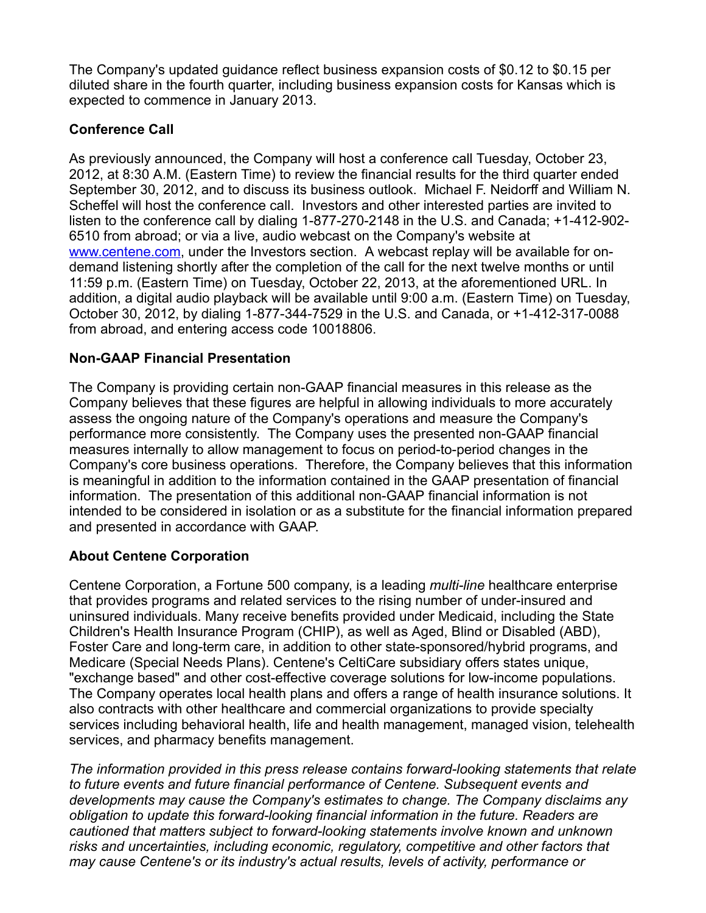The Company's updated guidance reflect business expansion costs of $0.12 to $0.15 per diluted share in the fourth quarter, including business expansion costs for Kansas which is expected to commence in January 2013.

**Conference Call**

As previously announced, the Company will host a conference call Tuesday, October 23, 2012, at 8:30 A.M. (Eastern Time) to review the financial results for the third quarter ended September 30, 2012, and to discuss its business outlook. Michael F. Neidorff and William N. Scheffel will host the conference call. Investors and other interested parties are invited to listen to the conference call by dialing 1-877-270-2148 in the U.S. and Canada; +1-412-902-6510 from abroad; or via a live, audio webcast on the Company's website at [www.centene.com](http://www.centene.com), under the Investors section. A webcast replay will be available for on-demand listening shortly after the completion of the call for the next twelve months or until 11:59 p.m. (Eastern Time) on Tuesday, October 22, 2013, at the aforementioned URL. In addition, a digital audio playback will be available until 9:00 a.m. (Eastern Time) on Tuesday, October 30, 2012, by dialing 1-877-344-7529 in the U.S. and Canada, or +1-412-317-0088 from abroad, and entering access code 10018806.

**Non-GAAP Financial Presentation**

The Company is providing certain non-GAAP financial measures in this release as the Company believes that these figures are helpful in allowing individuals to more accurately assess the ongoing nature of the Company's operations and measure the Company's performance more consistently. The Company uses the presented non-GAAP financial measures internally to allow management to focus on period-to-period changes in the Company's core business operations. Therefore, the Company believes that this information is meaningful in addition to the information contained in the GAAP presentation of financial information. The presentation of this additional non-GAAP financial information is not intended to be considered in isolation or as a substitute for the financial information prepared and presented in accordance with GAAP.

**About Centene Corporation**

Centene Corporation, a Fortune 500 company, is a leading *multi-line* healthcare enterprise that provides programs and related services to the rising number of under-insured and uninsured individuals. Many receive benefits provided under Medicaid, including the State Children's Health Insurance Program (CHIP), as well as Aged, Blind or Disabled (ABD), Foster Care and long-term care, in addition to other state-sponsored/hybrid programs, and Medicare (Special Needs Plans). Centene's CeltiCare subsidiary offers states unique, "exchange based" and other cost-effective coverage solutions for low-income populations. The Company operates local health plans and offers a range of health insurance solutions. It also contracts with other healthcare and commercial organizations to provide specialty services including behavioral health, life and health management, managed vision, telehealth services, and pharmacy benefits management.

*The information provided in this press release contains forward-looking statements that relate to future events and future financial performance of Centene. Subsequent events and developments may cause the Company's estimates to change. The Company disclaims any obligation to update this forward-looking financial information in the future. Readers are cautioned that matters subject to forward-looking statements involve known and unknown risks and uncertainties, including economic, regulatory, competitive and other factors that may cause Centene's or its industry's actual results, levels of activity, performance or*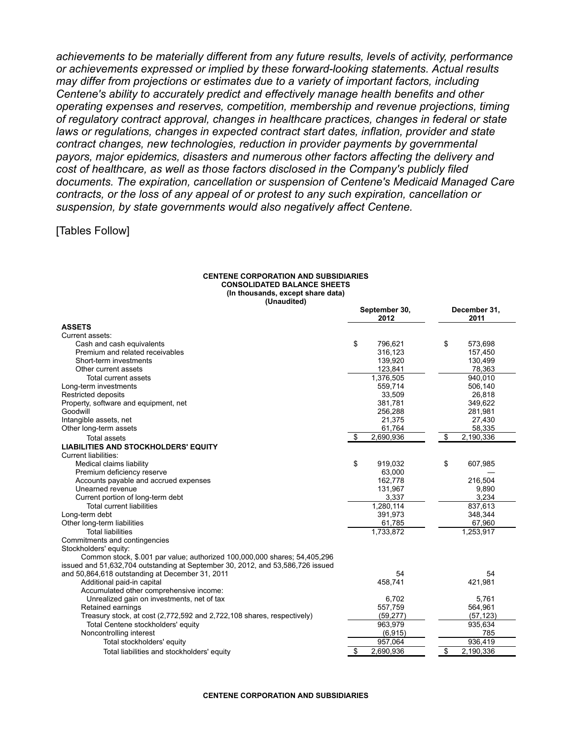*achievements to be materially different from any future results, levels of activity, performance or achievements expressed or implied by these forward-looking statements. Actual results may differ from projections or estimates due to a variety of important factors, including Centene's ability to accurately predict and effectively manage health benefits and other operating expenses and reserves, competition, membership and revenue projections, timing of regulatory contract approval, changes in healthcare practices, changes in federal or state laws or regulations, changes in expected contract start dates, inflation, provider and state contract changes, new technologies, reduction in provider payments by governmental payors, major epidemics, disasters and numerous other factors affecting the delivery and cost of healthcare, as well as those factors disclosed in the Company's publicly filed documents. The expiration, cancellation or suspension of Centene's Medicaid Managed Care contracts, or the loss of any appeal of or protest to any such expiration, cancellation or suspension, by state governments would also negatively affect Centene.*

[Tables Follow]

**CENTENE CORPORATION AND SUBSIDIARIES**
**CONSOLIDATED BALANCE SHEETS**
**(In thousands, except share data)**
**(Unaudited)**

| | September 30, 2012 | December 31, 2011 |
|---|---|---|
| **ASSETS** | | |
| Current assets: | | |
| Cash and cash equivalents | $ 796,621 | $ 573,698 |
| Premium and related receivables | 316,123 | 157,450 |
| Short-term investments | 139,920 | 130,499 |
| Other current assets | 123,841 | 78,363 |
| Total current assets | 1,376,505 | 940,010 |
| Long-term investments | 559,714 | 506,140 |
| Restricted deposits | 33,509 | 26,818 |
| Property, software and equipment, net | 381,781 | 349,622 |
| Goodwill | 256,288 | 281,981 |
| Intangible assets, net | 21,375 | 27,430 |
| Other long-term assets | 61,764 | 58,335 |
| Total assets | $ 2,690,936 | $ 2,190,336 |
| **LIABILITIES AND STOCKHOLDERS' EQUITY** | | |
| Current liabilities: | | |
| Medical claims liability | $ 919,032 | $ 607,985 |
| Premium deficiency reserve | 63,000 | — |
| Accounts payable and accrued expenses | 162,778 | 216,504 |
| Unearned revenue | 131,967 | 9,890 |
| Current portion of long-term debt | 3,337 | 3,234 |
| Total current liabilities | 1,280,114 | 837,613 |
| Long-term debt | 391,973 | 348,344 |
| Other long-term liabilities | 61,785 | 67,960 |
| Total liabilities | 1,733,872 | 1,253,917 |
| Commitments and contingencies | | |
| Stockholders' equity: | | |
| Common stock, $.001 par value; authorized 100,000,000 shares; 54,405,296 issued and 51,632,704 outstanding at September 30, 2012, and 53,586,726 issued and 50,864,618 outstanding at December 31, 2011 | 54 | 54 |
| Additional paid-in capital | 458,741 | 421,981 |
| Accumulated other comprehensive income: | | |
| Unrealized gain on investments, net of tax | 6,702 | 5,761 |
| Retained earnings | 557,759 | 564,961 |
| Treasury stock, at cost (2,772,592 and 2,722,108 shares, respectively) | (59,277) | (57,123) |
| Total Centene stockholders' equity | 963,979 | 935,634 |
| Noncontrolling interest | (6,915) | 785 |
| Total stockholders' equity | 957,064 | 936,419 |
| Total liabilities and stockholders' equity | $ 2,690,936 | $ 2,190,336 |

**CENTENE CORPORATION AND SUBSIDIARIES**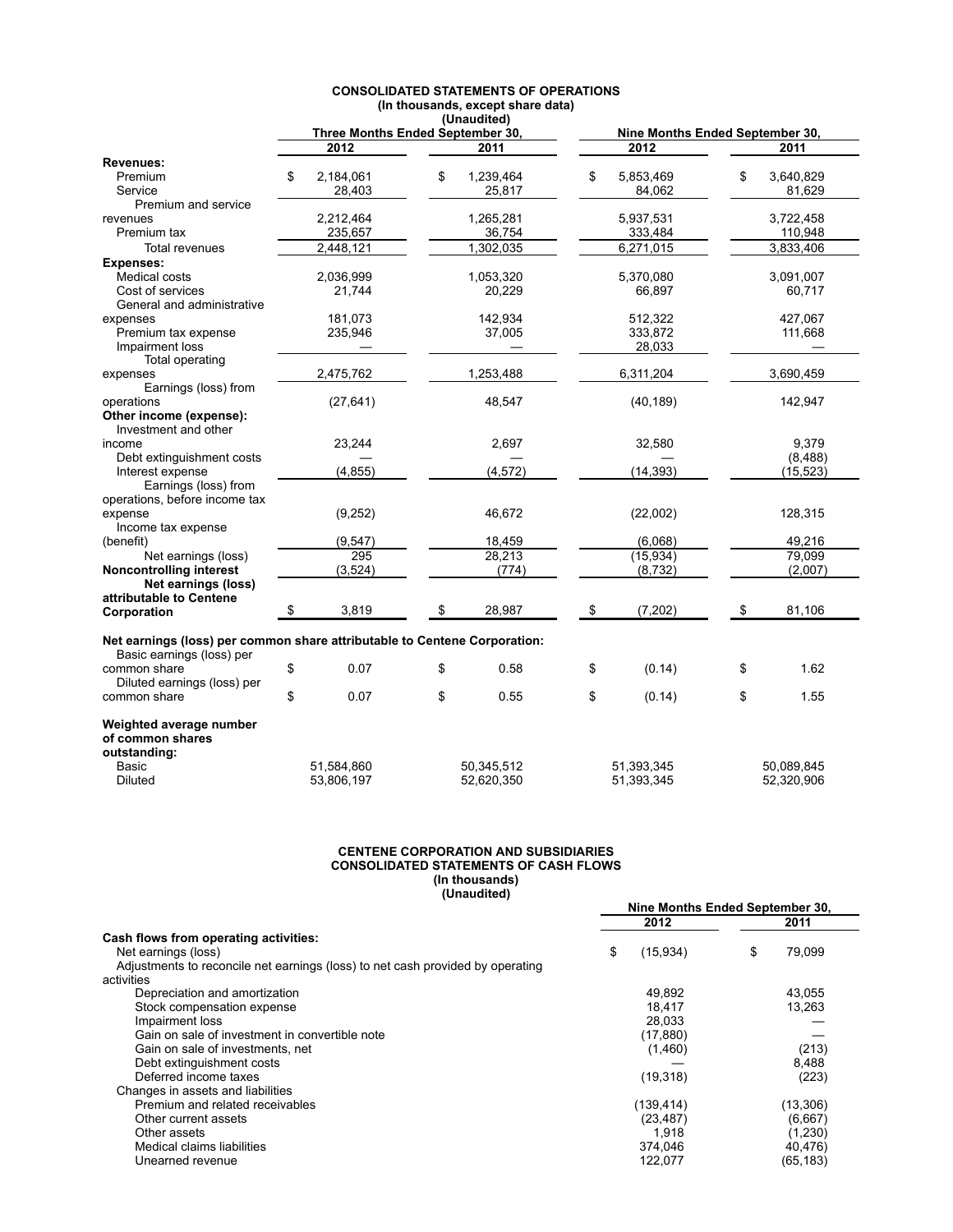**CONSOLIDATED STATEMENTS OF OPERATIONS**
**(In thousands, except share data)**
**(Unaudited)**

| | Three Months Ended September 30, | | Nine Months Ended September 30, | |
|---|---|---|---|---|
| | 2012 | 2011 | 2012 | 2011 |
| **Revenues:** | | | | |
| Premium | $ 2,184,061 | $ 1,239,464 | $ 5,853,469 | $ 3,640,829 |
| Service | 28,403 | 25,817 | 84,062 | 81,629 |
| Premium and service revenues | 2,212,464 | 1,265,281 | 5,937,531 | 3,722,458 |
| Premium tax | 235,657 | 36,754 | 333,484 | 110,948 |
| Total revenues | 2,448,121 | 1,302,035 | 6,271,015 | 3,833,406 |
| **Expenses:** | | | | |
| Medical costs | 2,036,999 | 1,053,320 | 5,370,080 | 3,091,007 |
| Cost of services | 21,744 | 20,229 | 66,897 | 60,717 |
| General and administrative expenses | 181,073 | 142,934 | 512,322 | 427,067 |
| Premium tax expense | 235,946 | 37,005 | 333,872 | 111,668 |
| Impairment loss | — | — | 28,033 | — |
| Total operating expenses | 2,475,762 | 1,253,488 | 6,311,204 | 3,690,459 |
| Earnings (loss) from operations | (27,641) | 48,547 | (40,189) | 142,947 |
| **Other income (expense):** | | | | |
| Investment and other income | 23,244 | 2,697 | 32,580 | 9,379 |
| Debt extinguishment costs | — | — | — | (8,488) |
| Interest expense | (4,855) | (4,572) | (14,393) | (15,523) |
| Earnings (loss) from operations, before income tax expense | (9,252) | 46,672 | (22,002) | 128,315 |
| Income tax expense (benefit) | (9,547) | 18,459 | (6,068) | 49,216 |
| Net earnings (loss) | 295 | 28,213 | (15,934) | 79,099 |
| **Noncontrolling interest** | (3,524) | (774) | (8,732) | (2,007) |
| **Net earnings (loss) attributable to Centene Corporation** | $ 3,819 | $ 28,987 | $ (7,202) | $ 81,106 |
| **Net earnings (loss) per common share attributable to Centene Corporation:** | | | | |
| Basic earnings (loss) per common share | $ 0.07 | $ 0.58 | $ (0.14) | $ 1.62 |
| Diluted earnings (loss) per common share | $ 0.07 | $ 0.55 | $ (0.14) | $ 1.55 |
| **Weighted average number of common shares outstanding:** | | | | |
| Basic | 51,584,860 | 50,345,512 | 51,393,345 | 50,089,845 |
| Diluted | 53,806,197 | 52,620,350 | 51,393,345 | 52,320,906 |

**CENTENE CORPORATION AND SUBSIDIARIES**
**CONSOLIDATED STATEMENTS OF CASH FLOWS**
**(In thousands)**
**(Unaudited)**

| | Nine Months Ended September 30, | |
|---|---|---|
| | 2012 | 2011 |
| **Cash flows from operating activities:** | | |
| Net earnings (loss) | $ (15,934) | $ 79,099 |
| Adjustments to reconcile net earnings (loss) to net cash provided by operating activities | | |
| Depreciation and amortization | 49,892 | 43,055 |
| Stock compensation expense | 18,417 | 13,263 |
| Impairment loss | 28,033 | — |
| Gain on sale of investment in convertible note | (17,880) | — |
| Gain on sale of investments, net | (1,460) | (213) |
| Debt extinguishment costs | — | 8,488 |
| Deferred income taxes | (19,318) | (223) |
| Changes in assets and liabilities | | |
| Premium and related receivables | (139,414) | (13,306) |
| Other current assets | (23,487) | (6,667) |
| Other assets | 1,918 | (1,230) |
| Medical claims liabilities | 374,046 | 40,476) |
| Unearned revenue | 122,077 | (65,183) |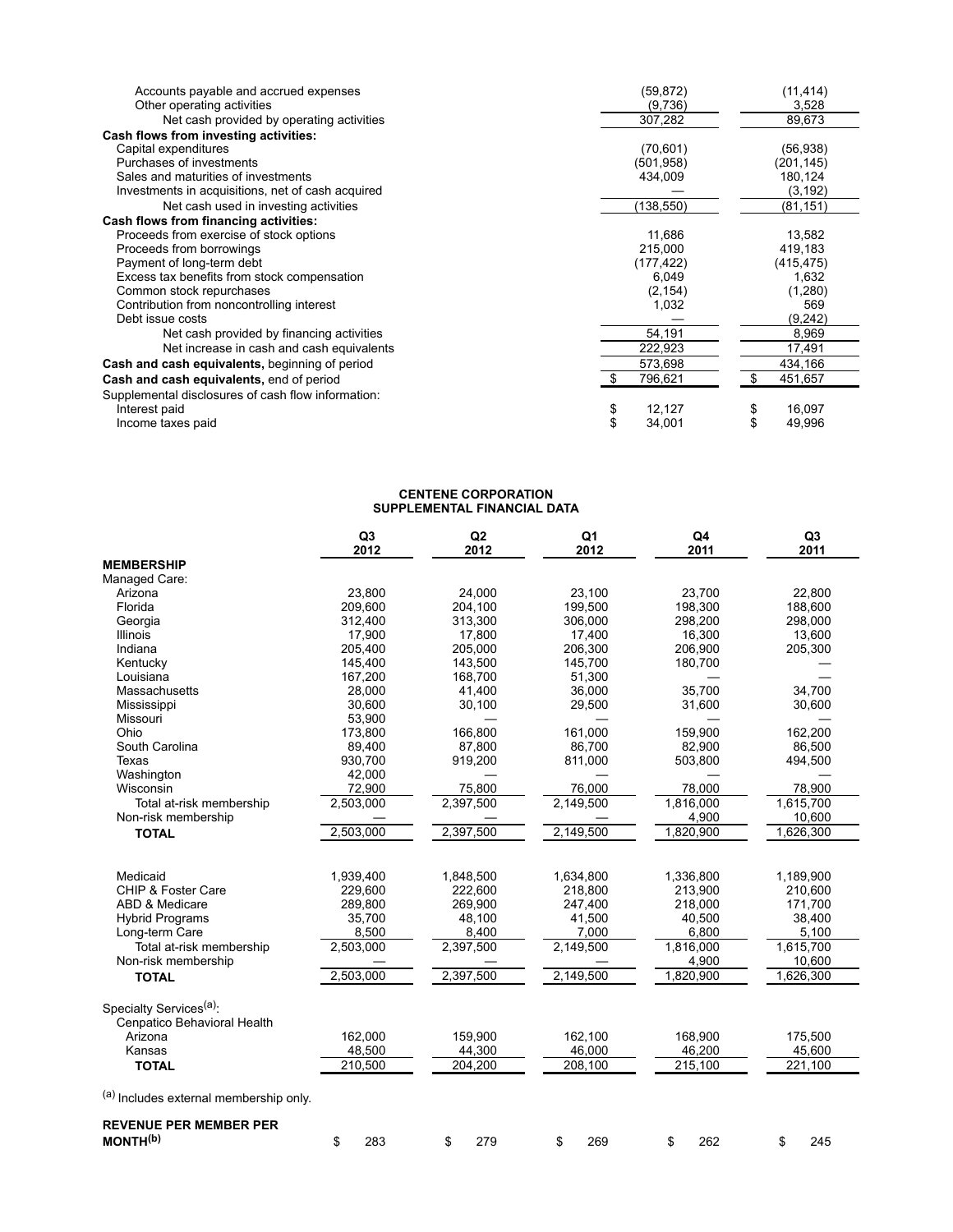| | | |
|---|---|---|
| Accounts payable and accrued expenses | (59,872) | (11,414) |
| Other operating activities | (9,736) | 3,528 |
| Net cash provided by operating activities | 307,282 | 89,673 |
| **Cash flows from investing activities:** | | |
| Capital expenditures | (70,601) | (56,938) |
| Purchases of investments | (501,958) | (201,145) |
| Sales and maturities of investments | 434,009 | 180,124 |
| Investments in acquisitions, net of cash acquired | — | (3,192) |
| Net cash used in investing activities | (138,550) | (81,151) |
| **Cash flows from financing activities:** | | |
| Proceeds from exercise of stock options | 11,686 | 13,582 |
| Proceeds from borrowings | 215,000 | 419,183 |
| Payment of long-term debt | (177,422) | (415,475) |
| Excess tax benefits from stock compensation | 6,049 | 1,632 |
| Common stock repurchases | (2,154) | (1,280) |
| Contribution from noncontrolling interest | 1,032 | 569 |
| Debt issue costs | — | (9,242) |
| Net cash provided by financing activities | 54,191 | 8,969 |
| Net increase in cash and cash equivalents | 222,923 | 17,491 |
| **Cash and cash equivalents,** beginning of period | 573,698 | 434,166 |
| **Cash and cash equivalents,** end of period | $ 796,621 | $ 451,657 |
| Supplemental disclosures of cash flow information: | | |
| Interest paid | $ 12,127 | $ 16,097 |
| Income taxes paid | $ 34,001 | $ 49,996 |

**CENTENE CORPORATION**
**SUPPLEMENTAL FINANCIAL DATA**

| | Q3 2012 | Q2 2012 | Q1 2012 | Q4 2011 | Q3 2011 |
|---|---|---|---|---|---|
| **MEMBERSHIP** | | | | | |
| Managed Care: | | | | | |
| Arizona | 23,800 | 24,000 | 23,100 | 23,700 | 22,800 |
| Florida | 209,600 | 204,100 | 199,500 | 198,300 | 188,600 |
| Georgia | 312,400 | 313,300 | 306,000 | 298,200 | 298,000 |
| Illinois | 17,900 | 17,800 | 17,400 | 16,300 | 13,600 |
| Indiana | 205,400 | 205,000 | 206,300 | 206,900 | 205,300 |
| Kentucky | 145,400 | 143,500 | 145,700 | 180,700 | — |
| Louisiana | 167,200 | 168,700 | 51,300 | — | — |
| Massachusetts | 28,000 | 41,400 | 36,000 | 35,700 | 34,700 |
| Mississippi | 30,600 | 30,100 | 29,500 | 31,600 | 30,600 |
| Missouri | 53,900 | — | — | — | — |
| Ohio | 173,800 | 166,800 | 161,000 | 159,900 | 162,200 |
| South Carolina | 89,400 | 87,800 | 86,700 | 82,900 | 86,500 |
| Texas | 930,700 | 919,200 | 811,000 | 503,800 | 494,500 |
| Washington | 42,000 | — | — | — | — |
| Wisconsin | 72,900 | 75,800 | 76,000 | 78,000 | 78,900 |
| Total at-risk membership | 2,503,000 | 2,397,500 | 2,149,500 | 1,816,000 | 1,615,700 |
| Non-risk membership | — | — | — | 4,900 | 10,600 |
| **TOTAL** | 2,503,000 | 2,397,500 | 2,149,500 | 1,820,900 | 1,626,300 |
| | | | | | |
| Medicaid | 1,939,400 | 1,848,500 | 1,634,800 | 1,336,800 | 1,189,900 |
| CHIP & Foster Care | 229,600 | 222,600 | 218,800 | 213,900 | 210,600 |
| ABD & Medicare | 289,800 | 269,900 | 247,400 | 218,000 | 171,700 |
| Hybrid Programs | 35,700 | 48,100 | 41,500 | 40,500 | 38,400 |
| Long-term Care | 8,500 | 8,400 | 7,000 | 6,800 | 5,100 |
| Total at-risk membership | 2,503,000 | 2,397,500 | 2,149,500 | 1,816,000 | 1,615,700 |
| Non-risk membership | — | — | — | 4,900 | 10,600 |
| **TOTAL** | 2,503,000 | 2,397,500 | 2,149,500 | 1,820,900 | 1,626,300 |
| | | | | | |
| Specialty Services[(a)]: | | | | | |
| Cenpatico Behavioral Health | | | | | |
| Arizona | 162,000 | 159,900 | 162,100 | 168,900 | 175,500 |
| Kansas | 48,500 | 44,300 | 46,000 | 46,200 | 45,600 |
| **TOTAL** | 210,500 | 204,200 | 208,100 | 215,100 | 221,100 |

[(a)] Includes external membership only.

| | Q3 2012 | Q2 2012 | Q1 2012 | Q4 2011 | Q3 2011 |
|---|---|---|---|---|---|
| **REVENUE PER MEMBER PER MONTH[(b)]** | $ 283 | $ 279 | $ 269 | $ 262 | $ 245 |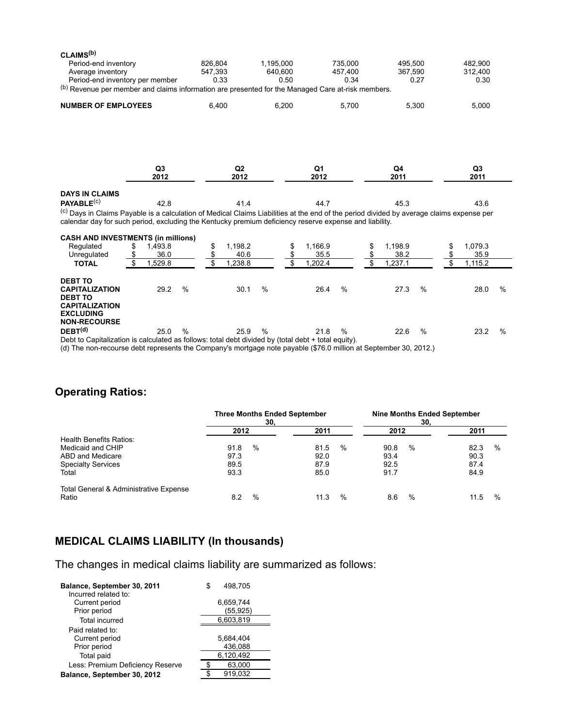| | | | | | |
|---|---|---|---|---|---|
| **CLAIMS**[b] | | | | | |
| Period-end inventory | 826,804 | 1,195,000 | 735,000 | 495,500 | 482,900 |
| Average inventory | 547,393 | 640,600 | 457,400 | 367,590 | 312,400 |
| Period-end inventory per member | 0.33 | 0.50 | 0.34 | 0.27 | 0.30 |

[b] Revenue per member and claims information are presented for the Managed Care at-risk members.

| | | | | | |
|---|---|---|---|---|---|
| **NUMBER OF EMPLOYEES** | 6,400 | 6,200 | 5,700 | 5,300 | 5,000 |

| | Q3 2012 | Q2 2012 | Q1 2012 | Q4 2011 | Q3 2011 |
|---|---|---|---|---|---|
| **DAYS IN CLAIMS PAYABLE**[c] | 42.8 | 41.4 | 44.7 | 45.3 | 43.6 |

[c] Days in Claims Payable is a calculation of Medical Claims Liabilities at the end of the period divided by average claims expense per calendar day for such period, excluding the Kentucky premium deficiency reserve expense and liability.

| | Q3 2012 | Q2 2012 | Q1 2012 | Q4 2011 | Q3 2011 |
|---|---|---|---|---|---|
| **CASH AND INVESTMENTS (in millions)** | | | | | |
| Regulated | $ 1,493.8 | $ 1,198.2 | $ 1,166.9 | $ 1,198.9 | $ 1,079.3 |
| Unregulated | $ 36.0 | $ 40.6 | $ 35.5 | $ 38.2 | $ 35.9 |
| **TOTAL** | $ 1,529.8 | $ 1,238.8 | $ 1,202.4 | $ 1,237.1 | $ 1,115.2 |
| **DEBT TO CAPITALIZATION** | 29.2 % | 30.1 % | 26.4 % | 27.3 % | 28.0 % |
| **DEBT TO CAPITALIZATION EXCLUDING NON-RECOURSE DEBT**[d] | 25.0 % | 25.9 % | 21.8 % | 22.6 % | 23.2 % |

Debt to Capitalization is calculated as follows: total debt divided by (total debt + total equity).

(d) The non-recourse debt represents the Company's mortgage note payable ($76.0 million at September 30, 2012.)

## Operating Ratios:

| | Three Months Ended September 30, | | Nine Months Ended September 30, | |
|---|---|---|---|---|
| | 2012 | 2011 | 2012 | 2011 |
| Health Benefits Ratios: | | | | |
| Medicaid and CHIP | 91.8 % | 81.5 % | 90.8 % | 82.3 % |
| ABD and Medicare | 97.3 | 92.0 | 93.4 | 90.3 |
| Specialty Services | 89.5 | 87.9 | 92.5 | 87.4 |
| Total | 93.3 | 85.0 | 91.7 | 84.9 |
| Total General & Administrative Expense Ratio | 8.2 % | 11.3 % | 8.6 % | 11.5 % |

## MEDICAL CLAIMS LIABILITY (In thousands)

The changes in medical claims liability are summarized as follows:

| | |
|---|---|
| **Balance, September 30, 2011** | $ 498,705 |
| Incurred related to: | |
| Current period | 6,659,744 |
| Prior period | (55,925) |
| Total incurred | 6,603,819 |
| Paid related to: | |
| Current period | 5,684,404 |
| Prior period | 436,088 |
| Total paid | 6,120,492 |
| Less: Premium Deficiency Reserve | $ 63,000 |
| **Balance, September 30, 2012** | $ 919,032 |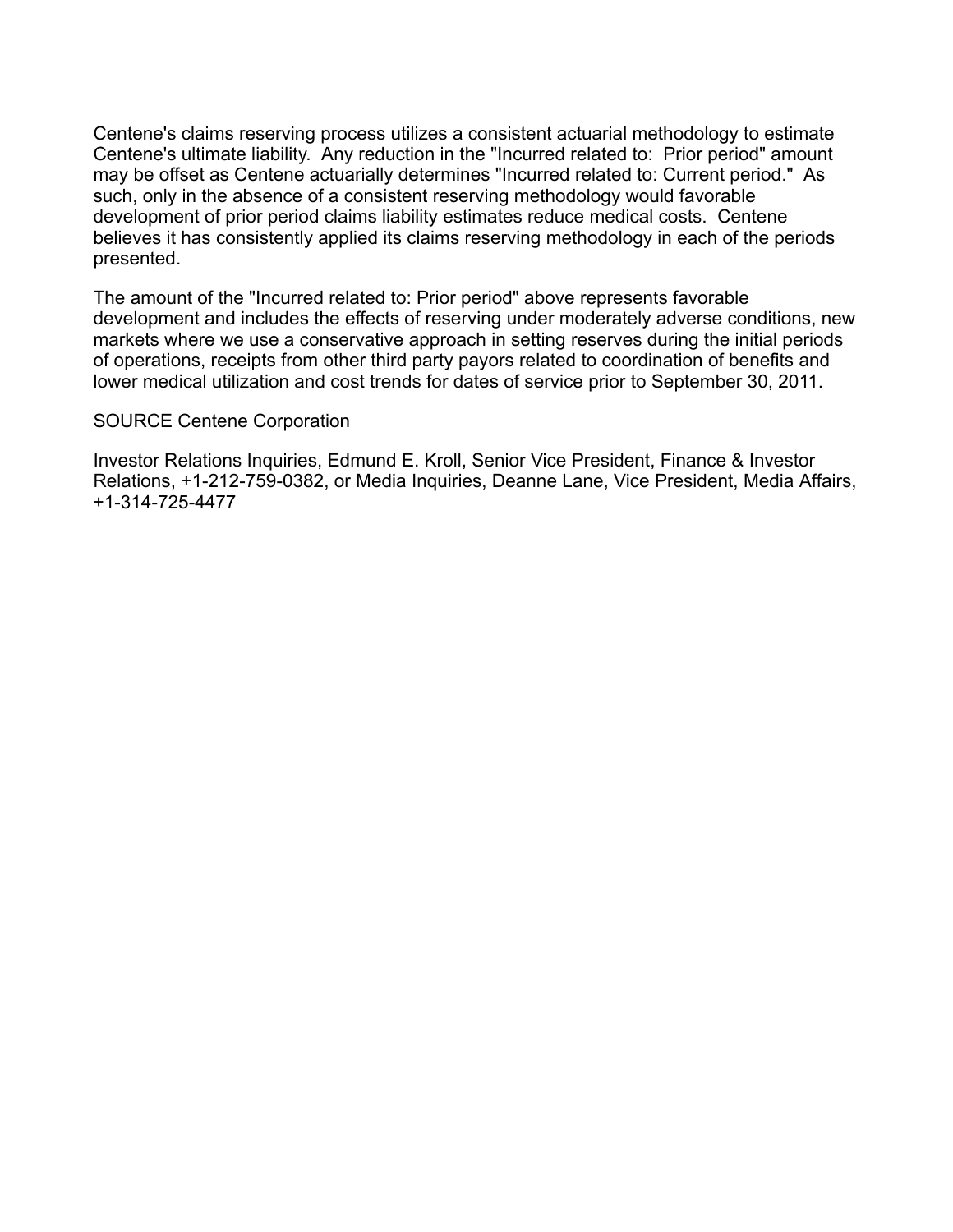Centene's claims reserving process utilizes a consistent actuarial methodology to estimate Centene's ultimate liability.  Any reduction in the "Incurred related to:  Prior period" amount may be offset as Centene actuarially determines "Incurred related to: Current period."  As such, only in the absence of a consistent reserving methodology would favorable development of prior period claims liability estimates reduce medical costs.  Centene believes it has consistently applied its claims reserving methodology in each of the periods presented.

The amount of the "Incurred related to: Prior period" above represents favorable development and includes the effects of reserving under moderately adverse conditions, new markets where we use a conservative approach in setting reserves during the initial periods of operations, receipts from other third party payors related to coordination of benefits and lower medical utilization and cost trends for dates of service prior to September 30, 2011.

SOURCE Centene Corporation

Investor Relations Inquiries, Edmund E. Kroll, Senior Vice President, Finance & Investor Relations, +1-212-759-0382, or Media Inquiries, Deanne Lane, Vice President, Media Affairs, +1-314-725-4477